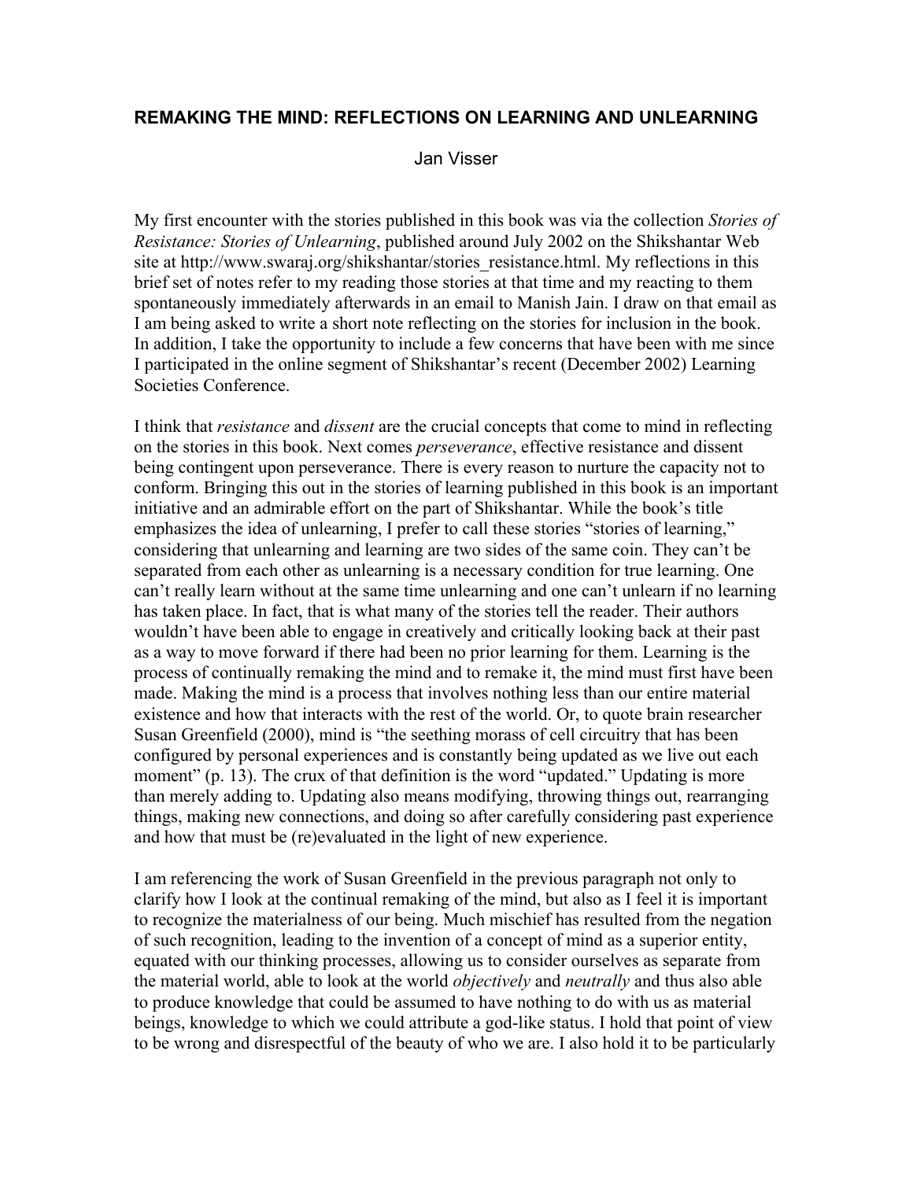# REMAKING THE MIND: REFLECTIONS ON LEARNING AND UNLEARNING

Jan Visser

My first encounter with the stories published in this book was via the collection *Stories of Resistance: Stories of Unlearning*, published around July 2002 on the Shikshantar Web site at http://www.swaraj.org/shikshantar/stories_resistance.html. My reflections in this brief set of notes refer to my reading those stories at that time and my reacting to them spontaneously immediately afterwards in an email to Manish Jain. I draw on that email as I am being asked to write a short note reflecting on the stories for inclusion in the book. In addition, I take the opportunity to include a few concerns that have been with me since I participated in the online segment of Shikshantar's recent (December 2002) Learning Societies Conference.

I think that *resistance* and *dissent* are the crucial concepts that come to mind in reflecting on the stories in this book. Next comes *perseverance*, effective resistance and dissent being contingent upon perseverance. There is every reason to nurture the capacity not to conform. Bringing this out in the stories of learning published in this book is an important initiative and an admirable effort on the part of Shikshantar. While the book's title emphasizes the idea of unlearning, I prefer to call these stories "stories of learning," considering that unlearning and learning are two sides of the same coin. They can't be separated from each other as unlearning is a necessary condition for true learning. One can't really learn without at the same time unlearning and one can't unlearn if no learning has taken place. In fact, that is what many of the stories tell the reader. Their authors wouldn't have been able to engage in creatively and critically looking back at their past as a way to move forward if there had been no prior learning for them. Learning is the process of continually remaking the mind and to remake it, the mind must first have been made. Making the mind is a process that involves nothing less than our entire material existence and how that interacts with the rest of the world. Or, to quote brain researcher Susan Greenfield (2000), mind is "the seething morass of cell circuitry that has been configured by personal experiences and is constantly being updated as we live out each moment" (p. 13). The crux of that definition is the word "updated." Updating is more than merely adding to. Updating also means modifying, throwing things out, rearranging things, making new connections, and doing so after carefully considering past experience and how that must be (re)evaluated in the light of new experience.

I am referencing the work of Susan Greenfield in the previous paragraph not only to clarify how I look at the continual remaking of the mind, but also as I feel it is important to recognize the materialness of our being. Much mischief has resulted from the negation of such recognition, leading to the invention of a concept of mind as a superior entity, equated with our thinking processes, allowing us to consider ourselves as separate from the material world, able to look at the world *objectively* and *neutrally* and thus also able to produce knowledge that could be assumed to have nothing to do with us as material beings, knowledge to which we could attribute a god-like status. I hold that point of view to be wrong and disrespectful of the beauty of who we are. I also hold it to be particularly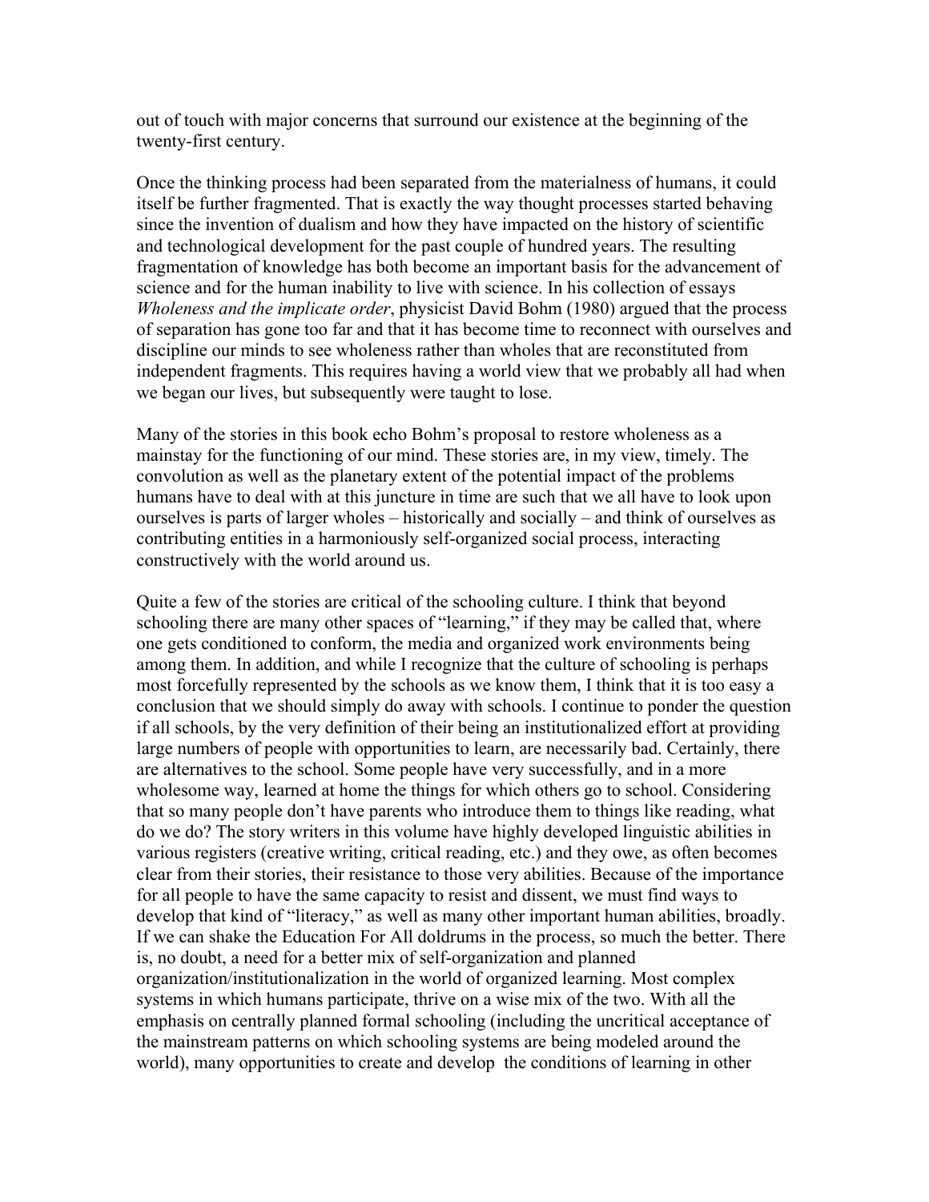out of touch with major concerns that surround our existence at the beginning of the twenty-first century.

Once the thinking process had been separated from the materialness of humans, it could itself be further fragmented. That is exactly the way thought processes started behaving since the invention of dualism and how they have impacted on the history of scientific and technological development for the past couple of hundred years. The resulting fragmentation of knowledge has both become an important basis for the advancement of science and for the human inability to live with science. In his collection of essays *Wholeness and the implicate order*, physicist David Bohm (1980) argued that the process of separation has gone too far and that it has become time to reconnect with ourselves and discipline our minds to see wholeness rather than wholes that are reconstituted from independent fragments. This requires having a world view that we probably all had when we began our lives, but subsequently were taught to lose.

Many of the stories in this book echo Bohm's proposal to restore wholeness as a mainstay for the functioning of our mind. These stories are, in my view, timely. The convolution as well as the planetary extent of the potential impact of the problems humans have to deal with at this juncture in time are such that we all have to look upon ourselves is parts of larger wholes – historically and socially – and think of ourselves as contributing entities in a harmoniously self-organized social process, interacting constructively with the world around us.

Quite a few of the stories are critical of the schooling culture. I think that beyond schooling there are many other spaces of "learning," if they may be called that, where one gets conditioned to conform, the media and organized work environments being among them. In addition, and while I recognize that the culture of schooling is perhaps most forcefully represented by the schools as we know them, I think that it is too easy a conclusion that we should simply do away with schools. I continue to ponder the question if all schools, by the very definition of their being an institutionalized effort at providing large numbers of people with opportunities to learn, are necessarily bad. Certainly, there are alternatives to the school. Some people have very successfully, and in a more wholesome way, learned at home the things for which others go to school. Considering that so many people don't have parents who introduce them to things like reading, what do we do? The story writers in this volume have highly developed linguistic abilities in various registers (creative writing, critical reading, etc.) and they owe, as often becomes clear from their stories, their resistance to those very abilities. Because of the importance for all people to have the same capacity to resist and dissent, we must find ways to develop that kind of "literacy," as well as many other important human abilities, broadly. If we can shake the Education For All doldrums in the process, so much the better. There is, no doubt, a need for a better mix of self-organization and planned organization/institutionalization in the world of organized learning. Most complex systems in which humans participate, thrive on a wise mix of the two. With all the emphasis on centrally planned formal schooling (including the uncritical acceptance of the mainstream patterns on which schooling systems are being modeled around the world), many opportunities to create and develop the conditions of learning in other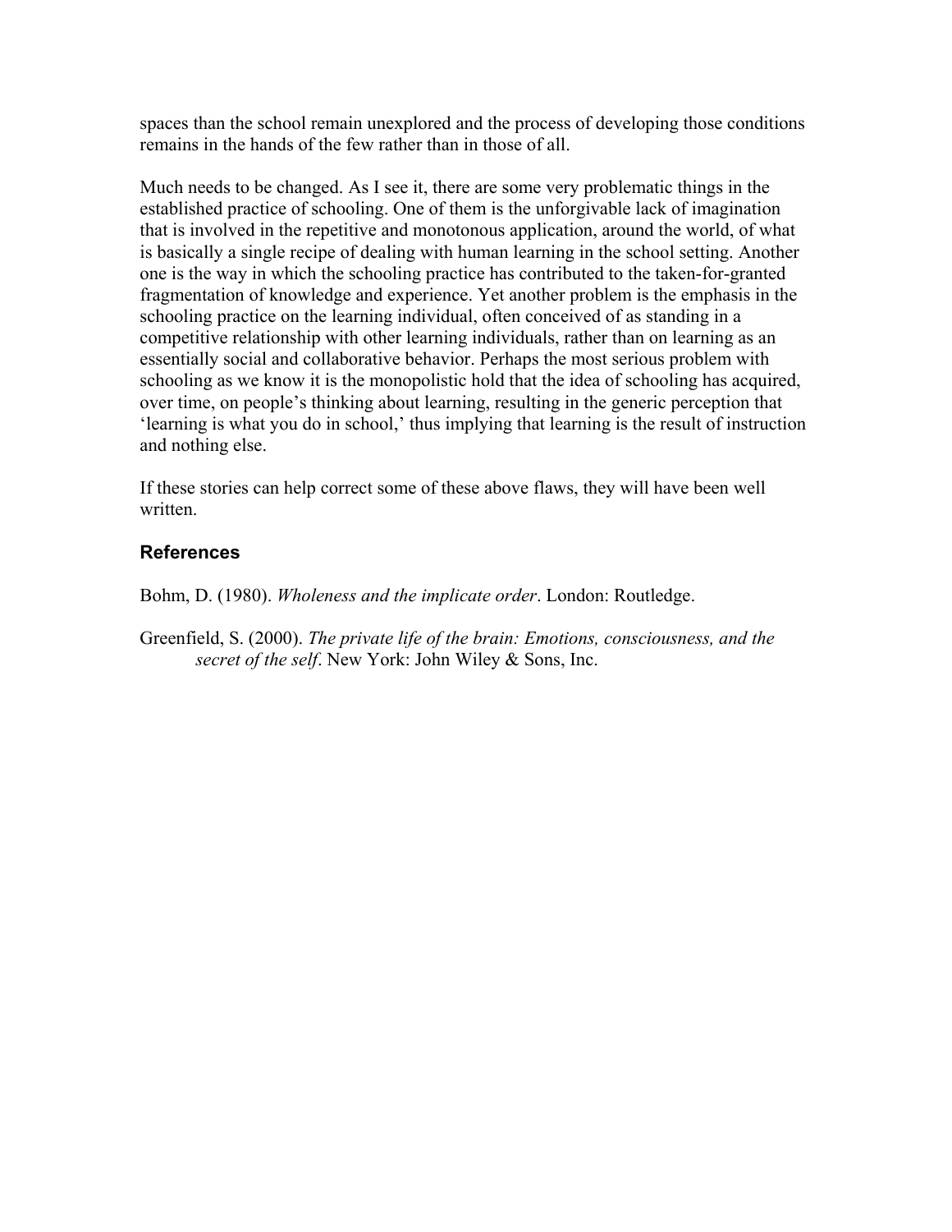spaces than the school remain unexplored and the process of developing those conditions remains in the hands of the few rather than in those of all.

Much needs to be changed. As I see it, there are some very problematic things in the established practice of schooling. One of them is the unforgivable lack of imagination that is involved in the repetitive and monotonous application, around the world, of what is basically a single recipe of dealing with human learning in the school setting. Another one is the way in which the schooling practice has contributed to the taken-for-granted fragmentation of knowledge and experience. Yet another problem is the emphasis in the schooling practice on the learning individual, often conceived of as standing in a competitive relationship with other learning individuals, rather than on learning as an essentially social and collaborative behavior. Perhaps the most serious problem with schooling as we know it is the monopolistic hold that the idea of schooling has acquired, over time, on people's thinking about learning, resulting in the generic perception that 'learning is what you do in school,' thus implying that learning is the result of instruction and nothing else.

If these stories can help correct some of these above flaws, they will have been well written.

## References

Bohm, D. (1980). *Wholeness and the implicate order*. London: Routledge.

Greenfield, S. (2000). *The private life of the brain: Emotions, consciousness, and the secret of the self*. New York: John Wiley & Sons, Inc.